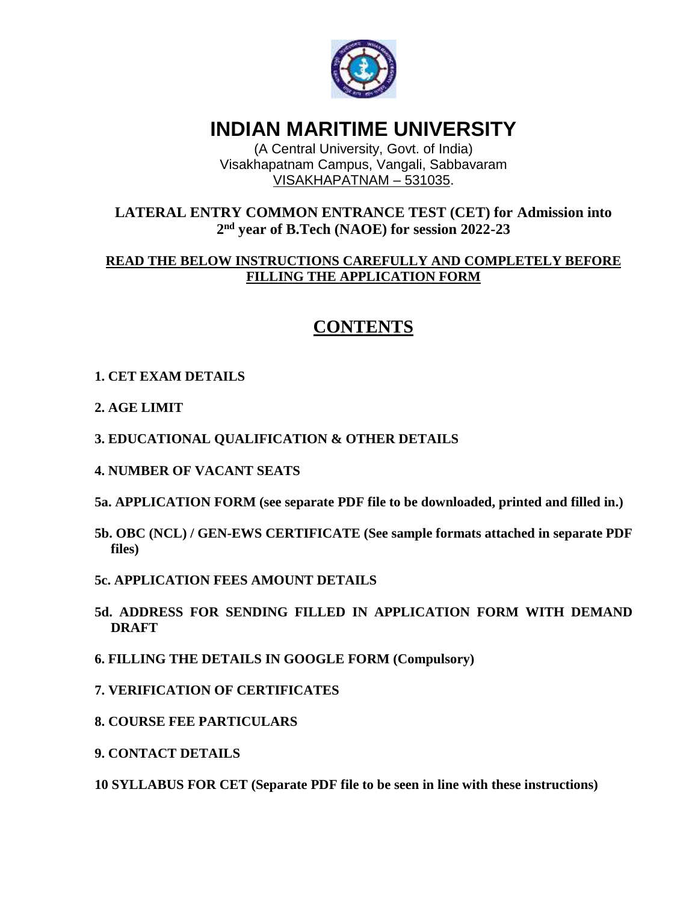# INDIAN MARITIME UNIVERSITY

(A Central University, Govt. of India)
Visakhapatnam Campus, Vangali, Sabbavaram
VISAKHAPATNAM – 531035.

## LATERAL ENTRY COMMON ENTRANCE TEST (CET) for Admission into 2nd year of B.Tech (NAOE) for session 2022-23

**READ THE BELOW INSTRUCTIONS CAREFULLY AND COMPLETELY BEFORE FILLING THE APPLICATION FORM**

## CONTENTS

**1. CET EXAM DETAILS**

**2. AGE LIMIT**

**3. EDUCATIONAL QUALIFICATION & OTHER DETAILS**

**4. NUMBER OF VACANT SEATS**

**5a. APPLICATION FORM (see separate PDF file to be downloaded, printed and filled in.)**

**5b. OBC (NCL) / GEN-EWS CERTIFICATE (See sample formats attached in separate PDF files)**

**5c. APPLICATION FEES AMOUNT DETAILS**

**5d. ADDRESS FOR SENDING FILLED IN APPLICATION FORM WITH DEMAND DRAFT**

**6. FILLING THE DETAILS IN GOOGLE FORM (Compulsory)**

**7. VERIFICATION OF CERTIFICATES**

**8. COURSE FEE PARTICULARS**

**9. CONTACT DETAILS**

**10 SYLLABUS FOR CET (Separate PDF file to be seen in line with these instructions)**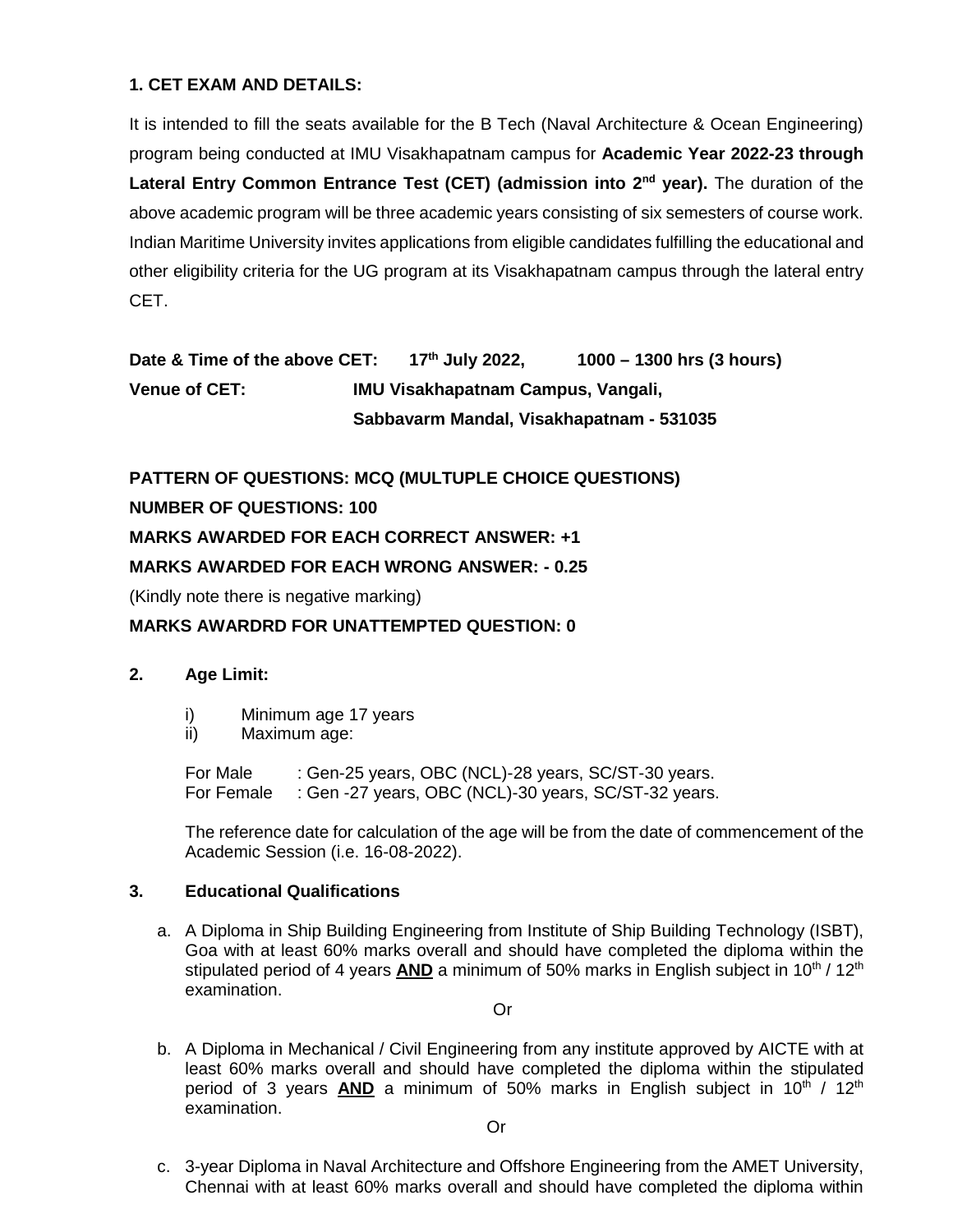### 1. CET EXAM AND DETAILS:

It is intended to fill the seats available for the B Tech (Naval Architecture & Ocean Engineering) program being conducted at IMU Visakhapatnam campus for **Academic Year 2022-23 through Lateral Entry Common Entrance Test (CET) (admission into 2nd year).** The duration of the above academic program will be three academic years consisting of six semesters of course work. Indian Maritime University invites applications from eligible candidates fulfilling the educational and other eligibility criteria for the UG program at its Visakhapatnam campus through the lateral entry CET.

**Date & Time of the above CET: 17th July 2022, 1000 – 1300 hrs (3 hours)**

**Venue of CET: IMU Visakhapatnam Campus, Vangali, Sabbavarm Mandal, Visakhapatnam - 531035**

**PATTERN OF QUESTIONS: MCQ (MULTUPLE CHOICE QUESTIONS)**

**NUMBER OF QUESTIONS: 100**

**MARKS AWARDED FOR EACH CORRECT ANSWER: +1**

**MARKS AWARDED FOR EACH WRONG ANSWER: - 0.25**

(Kindly note there is negative marking)

**MARKS AWARDRD FOR UNATTEMPTED QUESTION: 0**

### 2. Age Limit:

i) Minimum age 17 years

ii) Maximum age:

For Male : Gen-25 years, OBC (NCL)-28 years, SC/ST-30 years.
For Female : Gen -27 years, OBC (NCL)-30 years, SC/ST-32 years.

The reference date for calculation of the age will be from the date of commencement of the Academic Session (i.e. 16-08-2022).

### 3. Educational Qualifications

a. A Diploma in Ship Building Engineering from Institute of Ship Building Technology (ISBT), Goa with at least 60% marks overall and should have completed the diploma within the stipulated period of 4 years **AND** a minimum of 50% marks in English subject in 10th / 12th examination.

Or

b. A Diploma in Mechanical / Civil Engineering from any institute approved by AICTE with at least 60% marks overall and should have completed the diploma within the stipulated period of 3 years **AND** a minimum of 50% marks in English subject in 10th / 12th examination.

Or

c. 3-year Diploma in Naval Architecture and Offshore Engineering from the AMET University, Chennai with at least 60% marks overall and should have completed the diploma within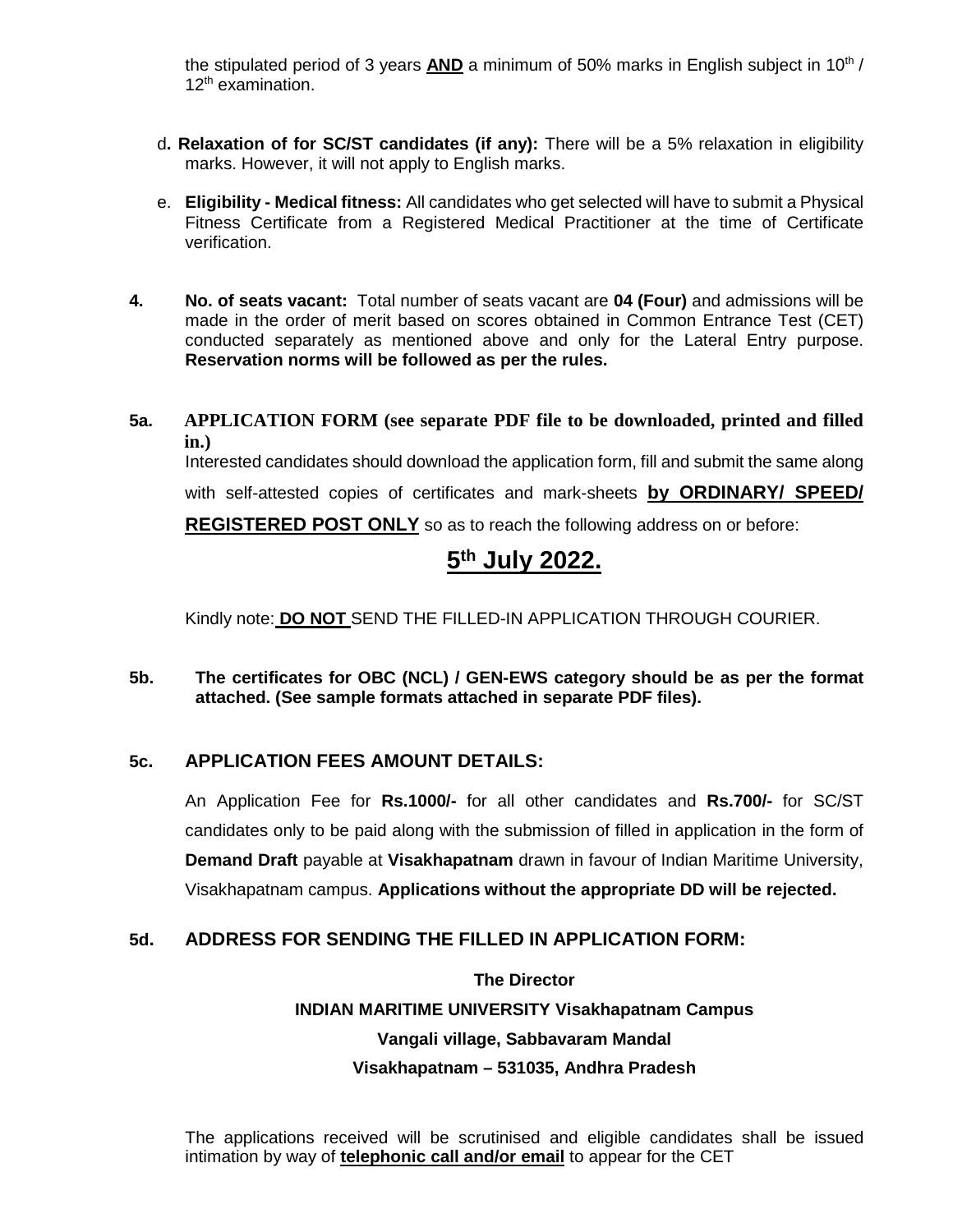the stipulated period of 3 years **AND** a minimum of 50% marks in English subject in 10th / 12th examination.

d. **Relaxation of for SC/ST candidates (if any):** There will be a 5% relaxation in eligibility marks. However, it will not apply to English marks.

e. **Eligibility - Medical fitness:** All candidates who get selected will have to submit a Physical Fitness Certificate from a Registered Medical Practitioner at the time of Certificate verification.

**4.** **No. of seats vacant:** Total number of seats vacant are **04 (Four)** and admissions will be made in the order of merit based on scores obtained in Common Entrance Test (CET) conducted separately as mentioned above and only for the Lateral Entry purpose. **Reservation norms will be followed as per the rules.**

**5a.** **APPLICATION FORM (see separate PDF file to be downloaded, printed and filled in.)**

Interested candidates should download the application form, fill and submit the same along with self-attested copies of certificates and mark-sheets **by ORDINARY/ SPEED/ REGISTERED POST ONLY** so as to reach the following address on or before:

**5th July 2022.**

Kindly note: **DO NOT** SEND THE FILLED-IN APPLICATION THROUGH COURIER.

**5b.** **The certificates for OBC (NCL) / GEN-EWS category should be as per the format attached. (See sample formats attached in separate PDF files).**

**5c.** **APPLICATION FEES AMOUNT DETAILS:**

An Application Fee for **Rs.1000/-** for all other candidates and **Rs.700/-** for SC/ST candidates only to be paid along with the submission of filled in application in the form of **Demand Draft** payable at **Visakhapatnam** drawn in favour of Indian Maritime University, Visakhapatnam campus. **Applications without the appropriate DD will be rejected.**

**5d.** **ADDRESS FOR SENDING THE FILLED IN APPLICATION FORM:**

**The Director**
**INDIAN MARITIME UNIVERSITY Visakhapatnam Campus**
**Vangali village, Sabbavaram Mandal**
**Visakhapatnam – 531035, Andhra Pradesh**

The applications received will be scrutinised and eligible candidates shall be issued intimation by way of **telephonic call and/or email** to appear for the CET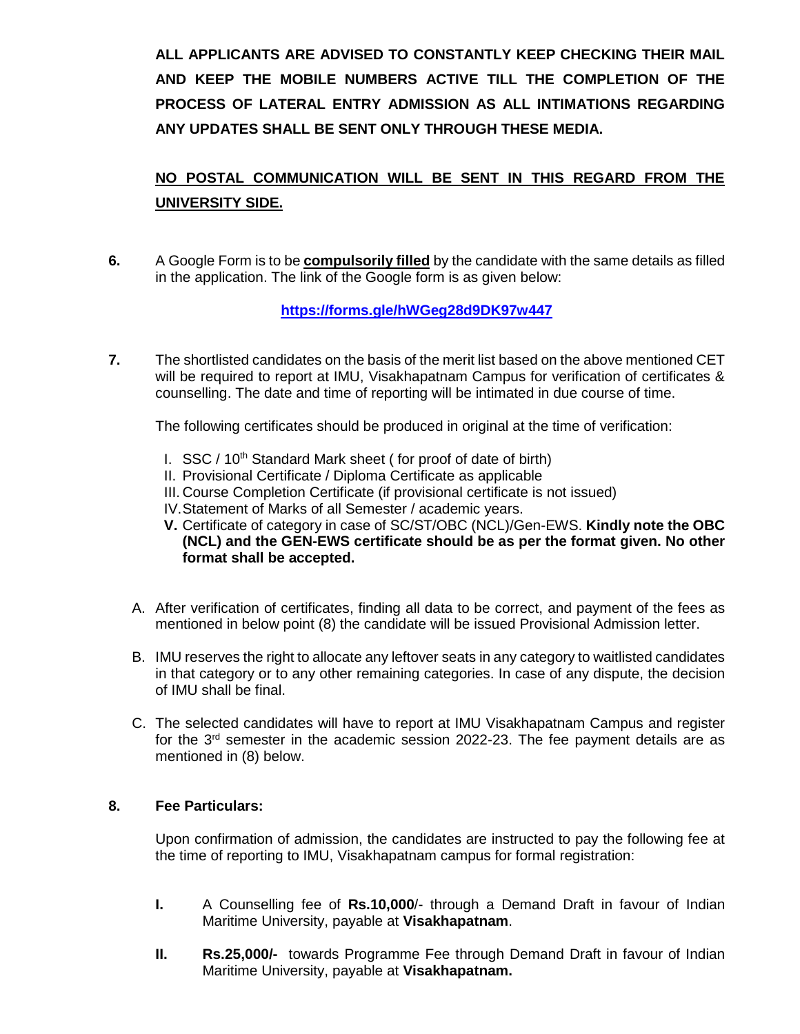**ALL APPLICANTS ARE ADVISED TO CONSTANTLY KEEP CHECKING THEIR MAIL AND KEEP THE MOBILE NUMBERS ACTIVE TILL THE COMPLETION OF THE PROCESS OF LATERAL ENTRY ADMISSION AS ALL INTIMATIONS REGARDING ANY UPDATES SHALL BE SENT ONLY THROUGH THESE MEDIA.**

**NO POSTAL COMMUNICATION WILL BE SENT IN THIS REGARD FROM THE UNIVERSITY SIDE.**

**6.** A Google Form is to be **compulsorily filled** by the candidate with the same details as filled in the application. The link of the Google form is as given below:

**https://forms.gle/hWGeg28d9DK97w447**

**7.** The shortlisted candidates on the basis of the merit list based on the above mentioned CET will be required to report at IMU, Visakhapatnam Campus for verification of certificates & counselling. The date and time of reporting will be intimated in due course of time.

The following certificates should be produced in original at the time of verification:

I. SSC / 10th Standard Mark sheet ( for proof of date of birth)
II. Provisional Certificate / Diploma Certificate as applicable
III. Course Completion Certificate (if provisional certificate is not issued)
IV. Statement of Marks of all Semester / academic years.
**V.** Certificate of category in case of SC/ST/OBC (NCL)/Gen-EWS. **Kindly note the OBC (NCL) and the GEN-EWS certificate should be as per the format given. No other format shall be accepted.**

A. After verification of certificates, finding all data to be correct, and payment of the fees as mentioned in below point (8) the candidate will be issued Provisional Admission letter.

B. IMU reserves the right to allocate any leftover seats in any category to waitlisted candidates in that category or to any other remaining categories. In case of any dispute, the decision of IMU shall be final.

C. The selected candidates will have to report at IMU Visakhapatnam Campus and register for the 3rd semester in the academic session 2022-23. The fee payment details are as mentioned in (8) below.

**8. Fee Particulars:**

Upon confirmation of admission, the candidates are instructed to pay the following fee at the time of reporting to IMU, Visakhapatnam campus for formal registration:

**I.** A Counselling fee of **Rs.10,000**/- through a Demand Draft in favour of Indian Maritime University, payable at **Visakhapatnam**.

**II.** **Rs.25,000/-** towards Programme Fee through Demand Draft in favour of Indian Maritime University, payable at **Visakhapatnam.**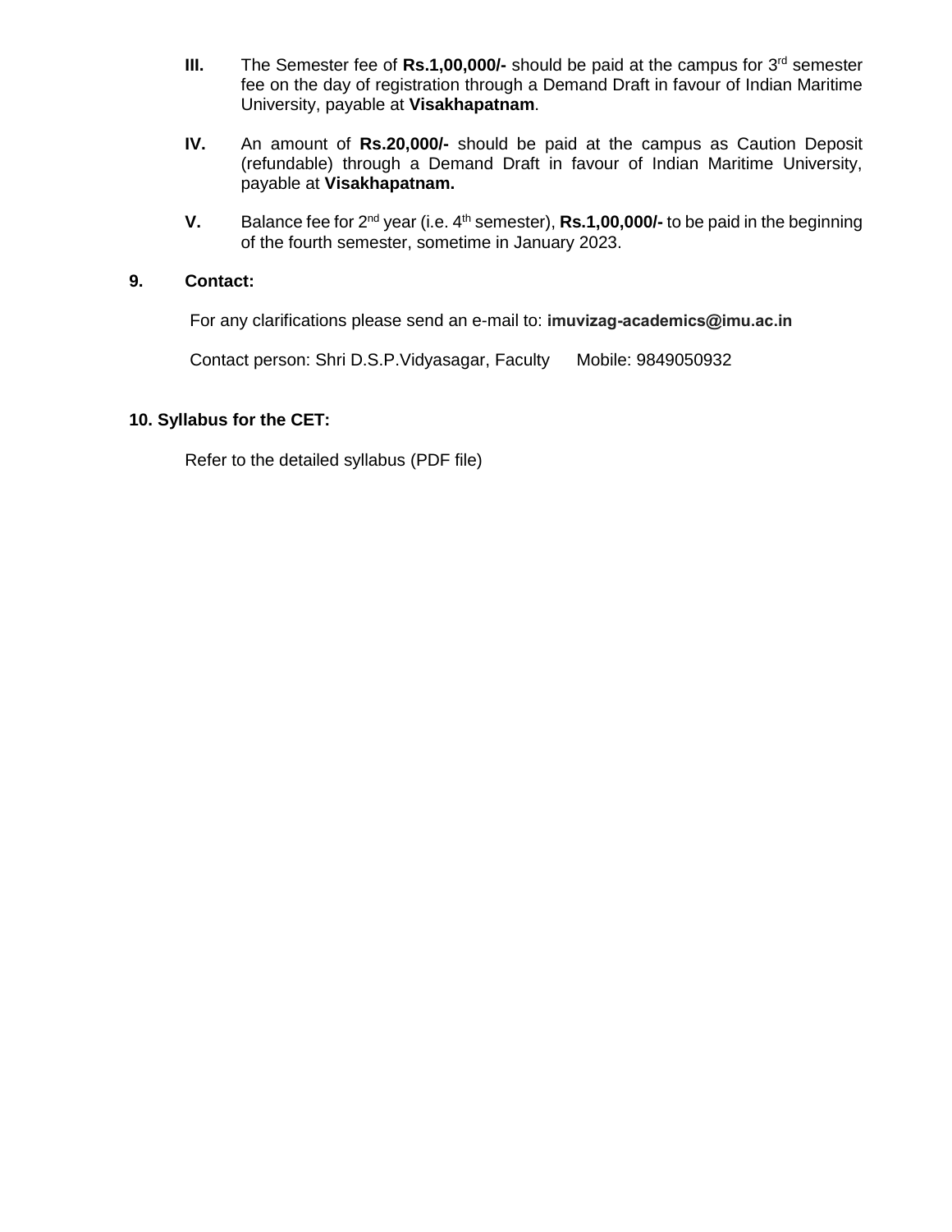III. The Semester fee of **Rs.1,00,000/-** should be paid at the campus for 3rd semester fee on the day of registration through a Demand Draft in favour of Indian Maritime University, payable at **Visakhapatnam**.

IV. An amount of **Rs.20,000/-** should be paid at the campus as Caution Deposit (refundable) through a Demand Draft in favour of Indian Maritime University, payable at **Visakhapatnam.**

V. Balance fee for 2nd year (i.e. 4th semester), **Rs.1,00,000/-** to be paid in the beginning of the fourth semester, sometime in January 2023.

**9. Contact:**

For any clarifications please send an e-mail to: **imuvizag-academics@imu.ac.in**

Contact person: Shri D.S.P.Vidyasagar, Faculty Mobile: 9849050932

**10. Syllabus for the CET:**

Refer to the detailed syllabus (PDF file)